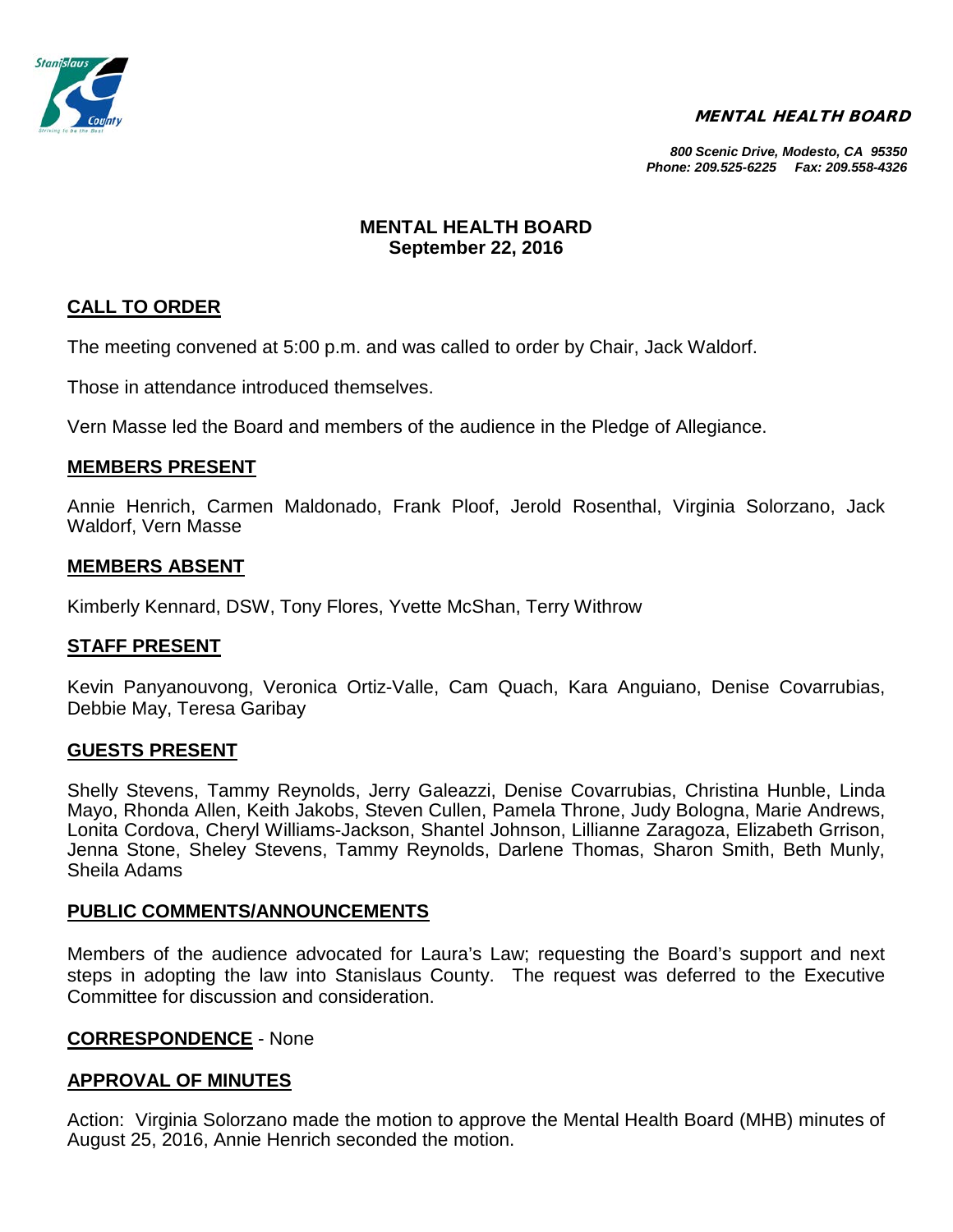MENTAL HEALTH BOARD

*800 Scenic Drive, Modesto, CA 95350*
*Phone: 209.525-6225 Fax: 209.558-4326*

# MENTAL HEALTH BOARD
## September 22, 2016

## CALL TO ORDER

The meeting convened at 5:00 p.m. and was called to order by Chair, Jack Waldorf.

Those in attendance introduced themselves.

Vern Masse led the Board and members of the audience in the Pledge of Allegiance.

## MEMBERS PRESENT

Annie Henrich, Carmen Maldonado, Frank Ploof, Jerold Rosenthal, Virginia Solorzano, Jack Waldorf, Vern Masse

## MEMBERS ABSENT

Kimberly Kennard, DSW, Tony Flores, Yvette McShan, Terry Withrow

## STAFF PRESENT

Kevin Panyanouvong, Veronica Ortiz-Valle, Cam Quach, Kara Anguiano, Denise Covarrubias, Debbie May, Teresa Garibay

## GUESTS PRESENT

Shelly Stevens, Tammy Reynolds, Jerry Galeazzi, Denise Covarrubias, Christina Hunble, Linda Mayo, Rhonda Allen, Keith Jakobs, Steven Cullen, Pamela Throne, Judy Bologna, Marie Andrews, Lonita Cordova, Cheryl Williams-Jackson, Shantel Johnson, Lillianne Zaragoza, Elizabeth Grrison, Jenna Stone, Sheley Stevens, Tammy Reynolds, Darlene Thomas, Sharon Smith, Beth Munly, Sheila Adams

## PUBLIC COMMENTS/ANNOUNCEMENTS

Members of the audience advocated for Laura's Law; requesting the Board's support and next steps in adopting the law into Stanislaus County. The request was deferred to the Executive Committee for discussion and consideration.

## CORRESPONDENCE - None

## APPROVAL OF MINUTES

Action: Virginia Solorzano made the motion to approve the Mental Health Board (MHB) minutes of August 25, 2016, Annie Henrich seconded the motion.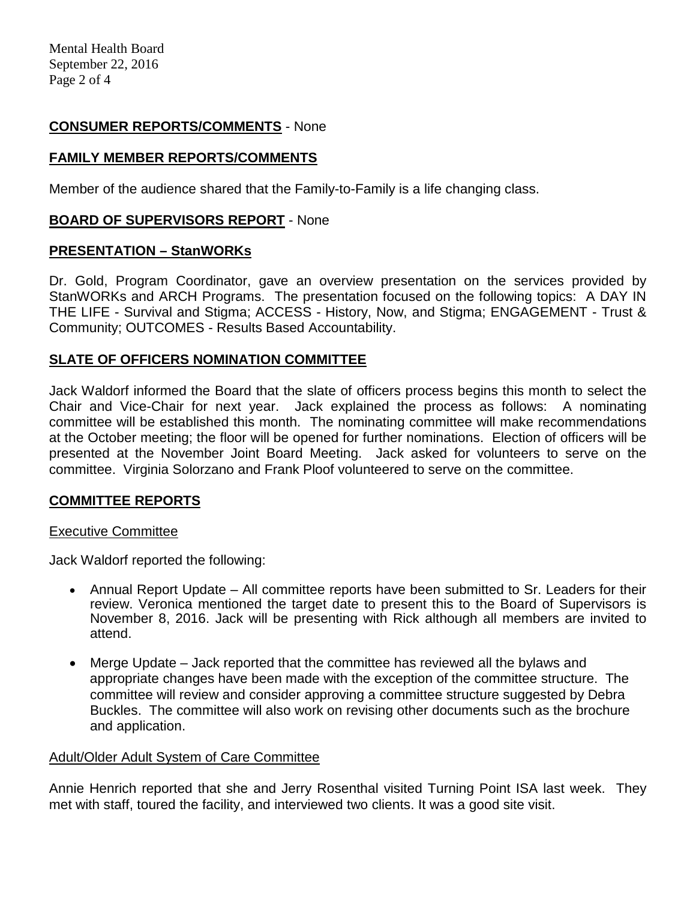**CONSUMER REPORTS/COMMENTS** - None

**FAMILY MEMBER REPORTS/COMMENTS**

Member of the audience shared that the Family-to-Family is a life changing class.

**BOARD OF SUPERVISORS REPORT** - None

**PRESENTATION – StanWORKs**

Dr. Gold, Program Coordinator, gave an overview presentation on the services provided by StanWORKs and ARCH Programs. The presentation focused on the following topics: A DAY IN THE LIFE - Survival and Stigma; ACCESS - History, Now, and Stigma; ENGAGEMENT - Trust & Community; OUTCOMES - Results Based Accountability.

**SLATE OF OFFICERS NOMINATION COMMITTEE**

Jack Waldorf informed the Board that the slate of officers process begins this month to select the Chair and Vice-Chair for next year. Jack explained the process as follows: A nominating committee will be established this month. The nominating committee will make recommendations at the October meeting; the floor will be opened for further nominations. Election of officers will be presented at the November Joint Board Meeting. Jack asked for volunteers to serve on the committee. Virginia Solorzano and Frank Ploof volunteered to serve on the committee.

**COMMITTEE REPORTS**

Executive Committee

Jack Waldorf reported the following:

- Annual Report Update – All committee reports have been submitted to Sr. Leaders for their review. Veronica mentioned the target date to present this to the Board of Supervisors is November 8, 2016. Jack will be presenting with Rick although all members are invited to attend.

- Merge Update – Jack reported that the committee has reviewed all the bylaws and appropriate changes have been made with the exception of the committee structure. The committee will review and consider approving a committee structure suggested by Debra Buckles. The committee will also work on revising other documents such as the brochure and application.

Adult/Older Adult System of Care Committee

Annie Henrich reported that she and Jerry Rosenthal visited Turning Point ISA last week. They met with staff, toured the facility, and interviewed two clients. It was a good site visit.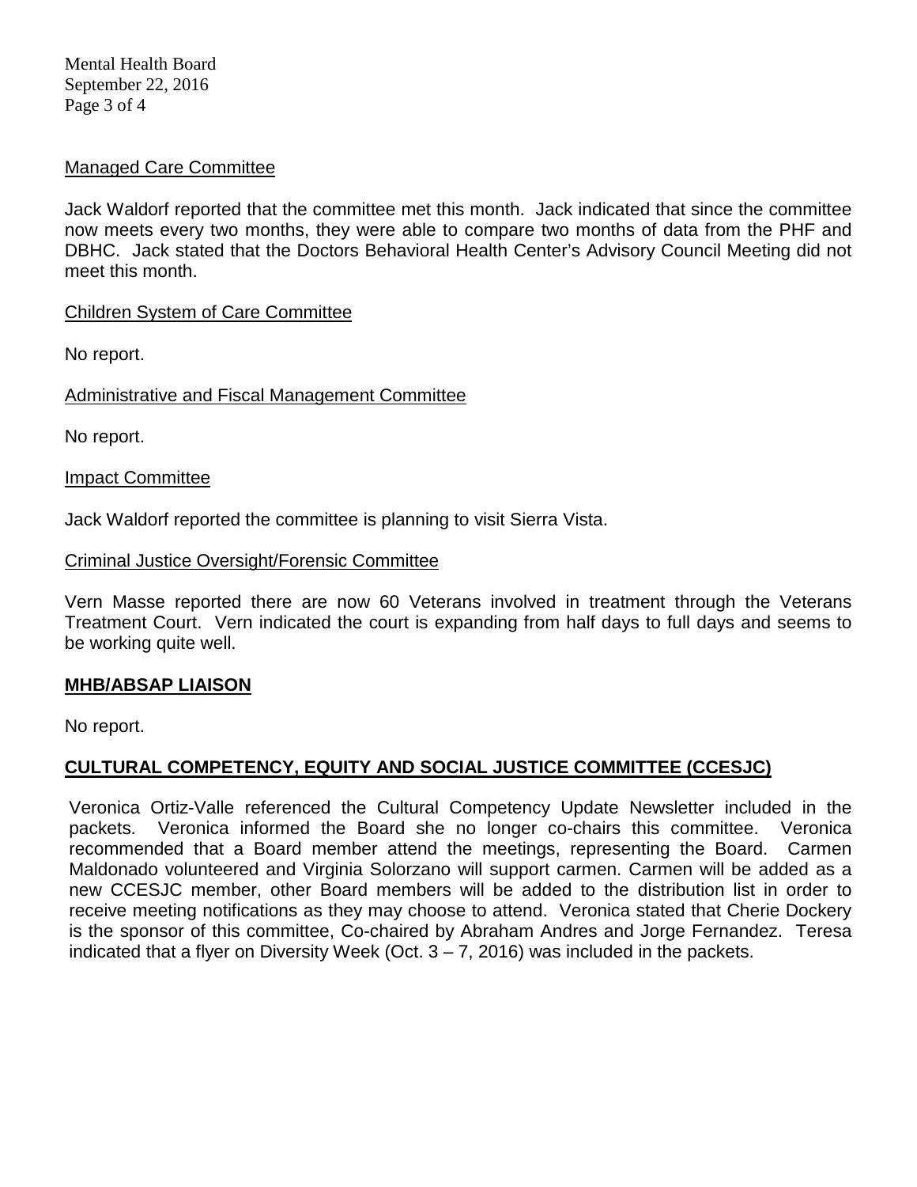Managed Care Committee

Jack Waldorf reported that the committee met this month. Jack indicated that since the committee now meets every two months, they were able to compare two months of data from the PHF and DBHC. Jack stated that the Doctors Behavioral Health Center's Advisory Council Meeting did not meet this month.

Children System of Care Committee

No report.

Administrative and Fiscal Management Committee

No report.

Impact Committee

Jack Waldorf reported the committee is planning to visit Sierra Vista.

Criminal Justice Oversight/Forensic Committee

Vern Masse reported there are now 60 Veterans involved in treatment through the Veterans Treatment Court. Vern indicated the court is expanding from half days to full days and seems to be working quite well.

## MHB/ABSAP LIAISON

No report.

## CULTURAL COMPETENCY, EQUITY AND SOCIAL JUSTICE COMMITTEE (CCESJC)

Veronica Ortiz-Valle referenced the Cultural Competency Update Newsletter included in the packets. Veronica informed the Board she no longer co-chairs this committee. Veronica recommended that a Board member attend the meetings, representing the Board. Carmen Maldonado volunteered and Virginia Solorzano will support carmen. Carmen will be added as a new CCESJC member, other Board members will be added to the distribution list in order to receive meeting notifications as they may choose to attend. Veronica stated that Cherie Dockery is the sponsor of this committee, Co-chaired by Abraham Andres and Jorge Fernandez. Teresa indicated that a flyer on Diversity Week (Oct. 3 – 7, 2016) was included in the packets.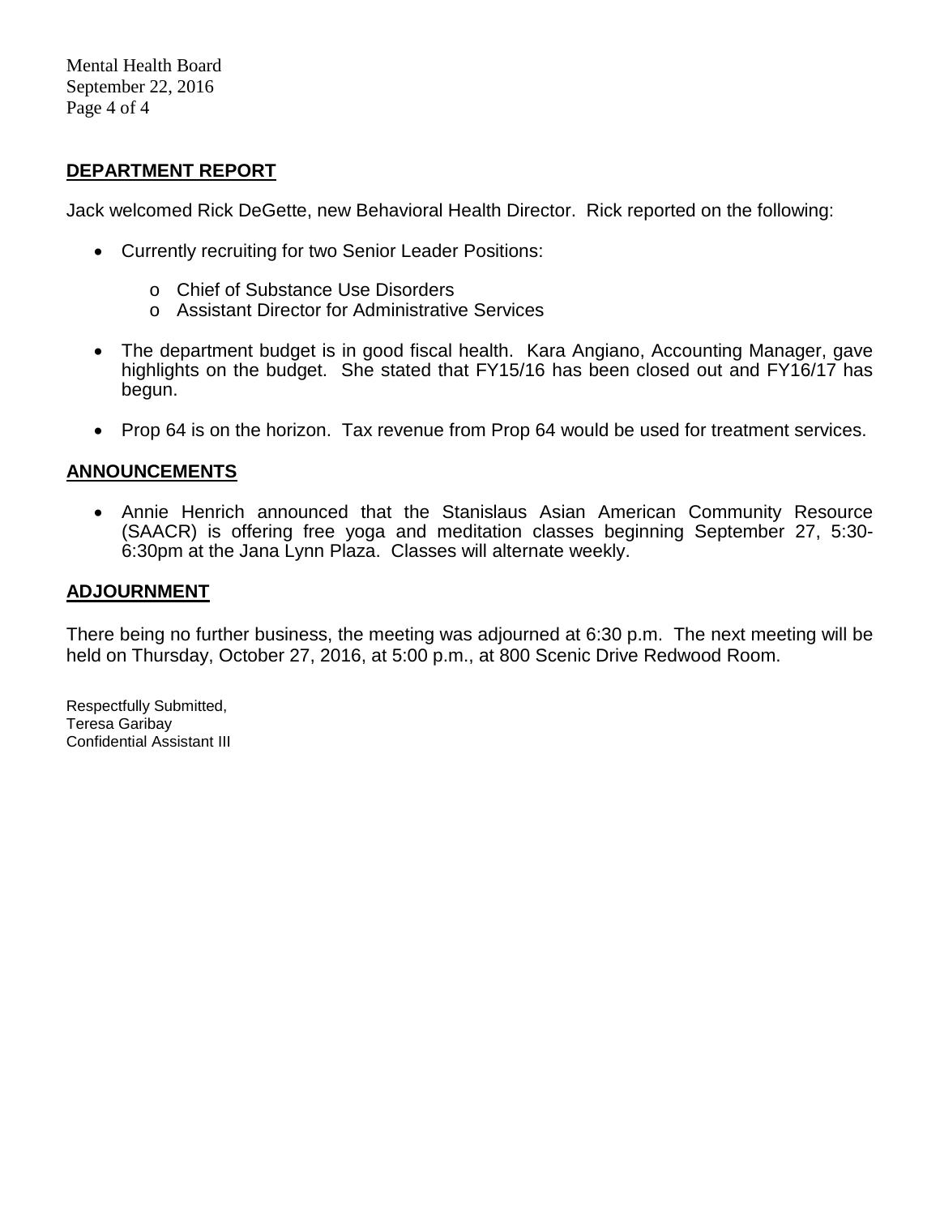## DEPARTMENT REPORT

Jack welcomed Rick DeGette, new Behavioral Health Director. Rick reported on the following:

- Currently recruiting for two Senior Leader Positions:
  - Chief of Substance Use Disorders
  - Assistant Director for Administrative Services
- The department budget is in good fiscal health. Kara Angiano, Accounting Manager, gave highlights on the budget. She stated that FY15/16 has been closed out and FY16/17 has begun.
- Prop 64 is on the horizon. Tax revenue from Prop 64 would be used for treatment services.

## ANNOUNCEMENTS

- Annie Henrich announced that the Stanislaus Asian American Community Resource (SAACR) is offering free yoga and meditation classes beginning September 27, 5:30-6:30pm at the Jana Lynn Plaza. Classes will alternate weekly.

## ADJOURNMENT

There being no further business, the meeting was adjourned at 6:30 p.m. The next meeting will be held on Thursday, October 27, 2016, at 5:00 p.m., at 800 Scenic Drive Redwood Room.

Respectfully Submitted,
Teresa Garibay
Confidential Assistant III